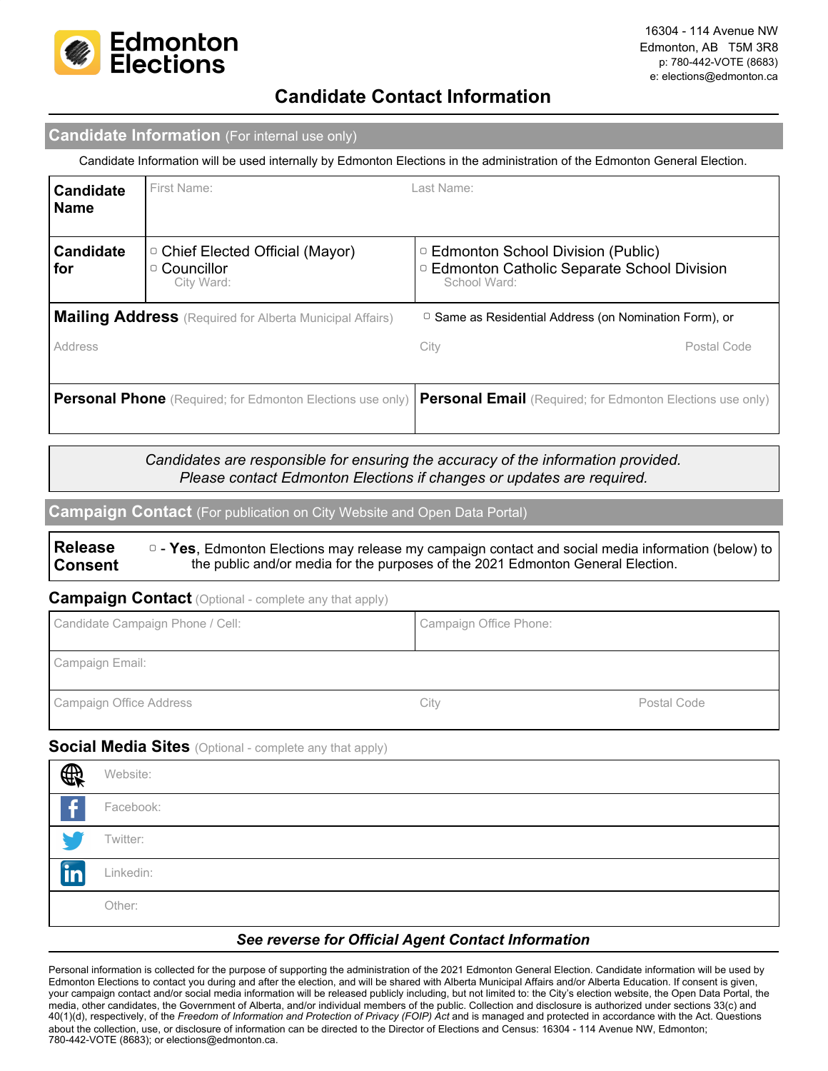Edmonton Elections

16304 - 114 Avenue NW
Edmonton, AB T5M 3R8
p: 780-442-VOTE (8683)
e: elections@edmonton.ca

# Candidate Contact Information

## Candidate Information (For internal use only)

Candidate Information will be used internally by Edmonton Elections in the administration of the Edmonton General Election.

| **Candidate Name** | First Name: | Last Name: |
|---|---|---|
| **Candidate for** | ▢ Chief Elected Official (Mayor)<br>▢ Councillor<br>City Ward: | ▢ Edmonton School Division (Public)<br>▢ Edmonton Catholic Separate School Division<br>School Ward: |

| **Mailing Address** (Required for Alberta Municipal Affairs) | ▢ Same as Residential Address (on Nomination Form), or | |
|---|---|---|
| Address | City | Postal Code |

| **Personal Phone** (Required; for Edmonton Elections use only) | **Personal Email** (Required; for Edmonton Elections use only) |
|---|---|
| | |

*Candidates are responsible for ensuring the accuracy of the information provided.*
*Please contact Edmonton Elections if changes or updates are required.*

## Campaign Contact (For publication on City Website and Open Data Portal)

**Release Consent** ▢ - **Yes**, Edmonton Elections may release my campaign contact and social media information (below) to the public and/or media for the purposes of the 2021 Edmonton General Election.

### Campaign Contact (Optional - complete any that apply)

| Candidate Campaign Phone / Cell: | Campaign Office Phone: | |
|---|---|---|
| Campaign Email: | | |
| Campaign Office Address | City | Postal Code |

### Social Media Sites (Optional - complete any that apply)

| | |
|---|---|
| Website: | |
| Facebook: | |
| Twitter: | |
| Linkedin: | |
| Other: | |

***See reverse for Official Agent Contact Information***

Personal information is collected for the purpose of supporting the administration of the 2021 Edmonton General Election. Candidate information will be used by Edmonton Elections to contact you during and after the election, and will be shared with Alberta Municipal Affairs and/or Alberta Education. If consent is given, your campaign contact and/or social media information will be released publicly including, but not limited to: the City's election website, the Open Data Portal, the media, other candidates, the Government of Alberta, and/or individual members of the public. Collection and disclosure is authorized under sections 33(c) and 40(1)(d), respectively, of the *Freedom of Information and Protection of Privacy (FOIP) Act* and is managed and protected in accordance with the Act. Questions about the collection, use, or disclosure of information can be directed to the Director of Elections and Census: 16304 - 114 Avenue NW, Edmonton; 780-442-VOTE (8683); or elections@edmonton.ca.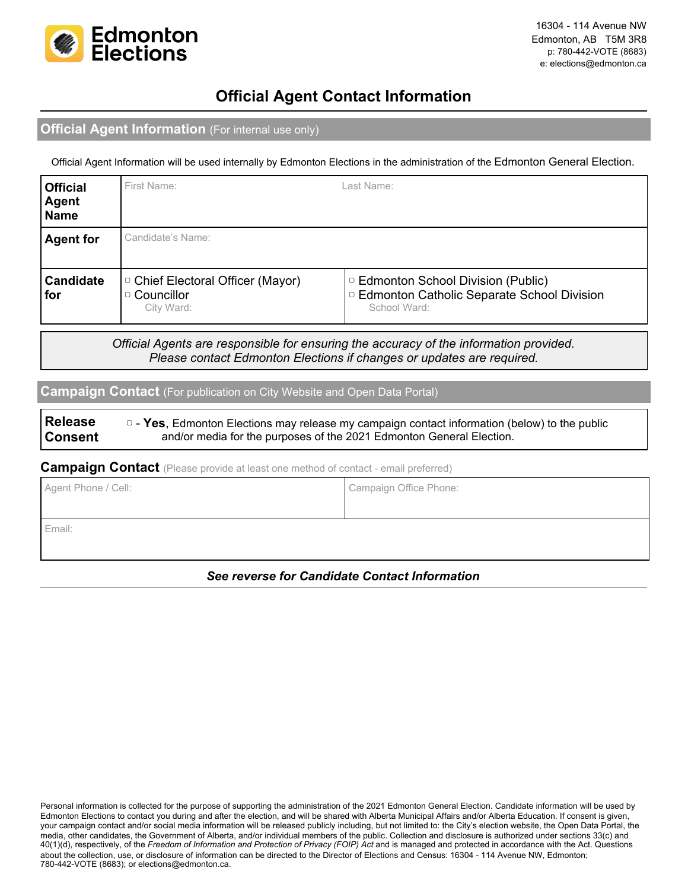Edmonton Elections

16304 - 114 Avenue NW
Edmonton, AB T5M 3R8
p: 780-442-VOTE (8683)
e: elections@edmonton.ca

# Official Agent Contact Information

## Official Agent Information (For internal use only)

Official Agent Information will be used internally by Edmonton Elections in the administration of the Edmonton General Election.

| | | |
|---|---|---|
| **Official Agent Name** | First Name: | Last Name: |
| **Agent for** | Candidate's Name: | |
| **Candidate for** | ▢ Chief Electoral Officer (Mayor)<br>▢ Councillor<br>City Ward: | ▢ Edmonton School Division (Public)<br>▢ Edmonton Catholic Separate School Division<br>School Ward: |

*Official Agents are responsible for ensuring the accuracy of the information provided. Please contact Edmonton Elections if changes or updates are required.*

## Campaign Contact (For publication on City Website and Open Data Portal)

| | |
|---|---|
| **Release Consent** | ▢ - **Yes**, Edmonton Elections may release my campaign contact information (below) to the public and/or media for the purposes of the 2021 Edmonton General Election. |

### Campaign Contact (Please provide at least one method of contact - email preferred)

| | |
|---|---|
| Agent Phone / Cell: | Campaign Office Phone: |
| Email: | |

***See reverse for Candidate Contact Information***

Personal information is collected for the purpose of supporting the administration of the 2021 Edmonton General Election. Candidate information will be used by Edmonton Elections to contact you during and after the election, and will be shared with Alberta Municipal Affairs and/or Alberta Education. If consent is given, your campaign contact and/or social media information will be released publicly including, but not limited to: the City's election website, the Open Data Portal, the media, other candidates, the Government of Alberta, and/or individual members of the public. Collection and disclosure is authorized under sections 33(c) and 40(1)(d), respectively, of the *Freedom of Information and Protection of Privacy (FOIP) Act* and is managed and protected in accordance with the Act. Questions about the collection, use, or disclosure of information can be directed to the Director of Elections and Census: 16304 - 114 Avenue NW, Edmonton; 780-442-VOTE (8683); or elections@edmonton.ca.